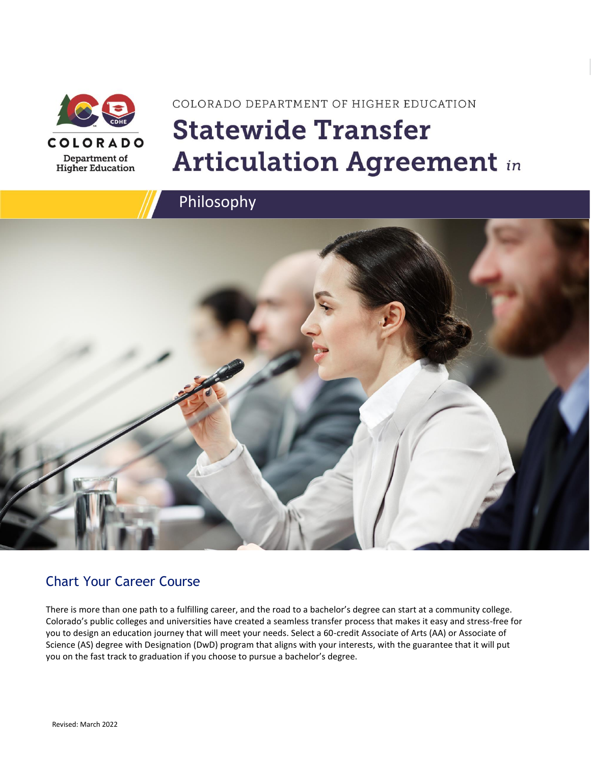COLORADO DEPARTMENT OF HIGHER EDUCATION

# Statewide Transfer Articulation Agreement *in*

## Philosophy

## Chart Your Career Course

There is more than one path to a fulfilling career, and the road to a bachelor's degree can start at a community college. Colorado's public colleges and universities have created a seamless transfer process that makes it easy and stress-free for you to design an education journey that will meet your needs. Select a 60-credit Associate of Arts (AA) or Associate of Science (AS) degree with Designation (DwD) program that aligns with your interests, with the guarantee that it will put you on the fast track to graduation if you choose to pursue a bachelor's degree.

Revised: March 2022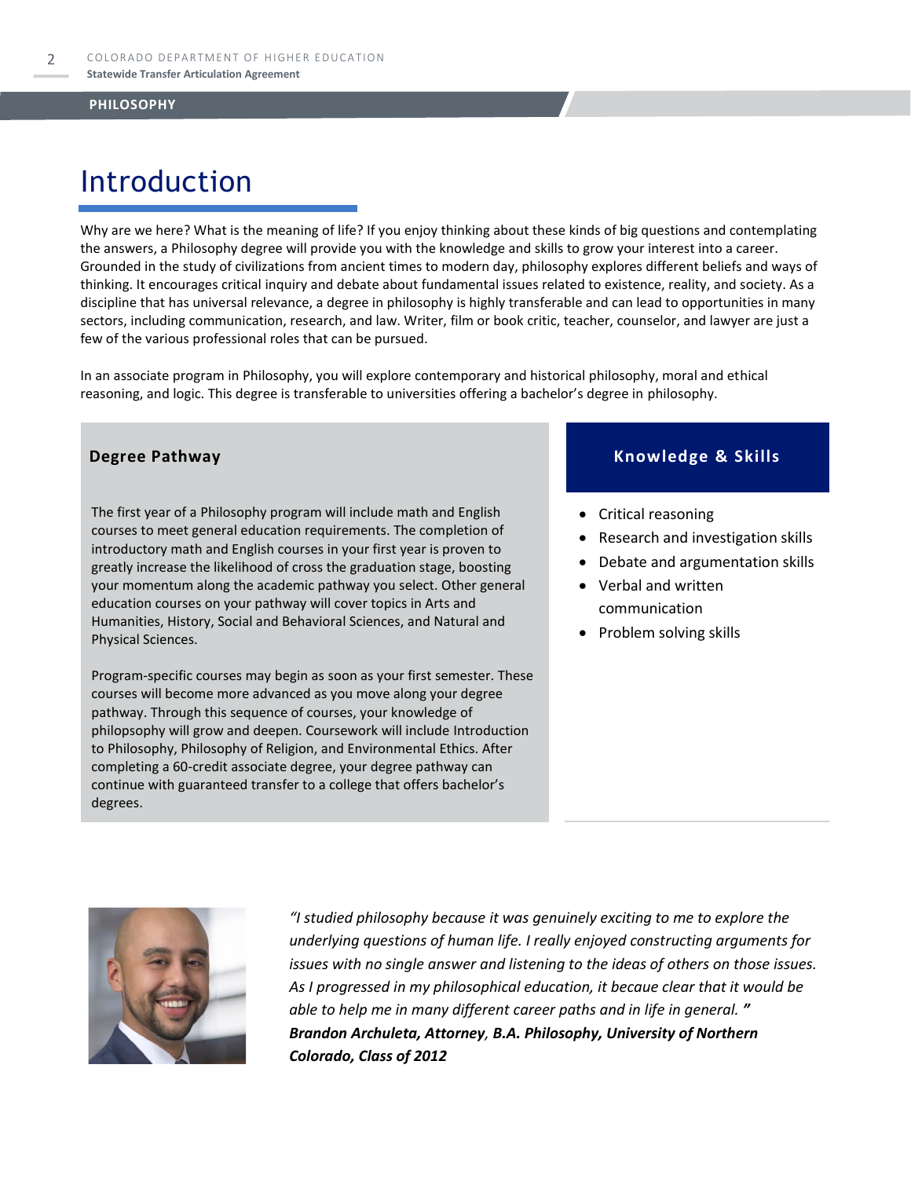# Introduction

Why are we here? What is the meaning of life? If you enjoy thinking about these kinds of big questions and contemplating the answers, a Philosophy degree will provide you with the knowledge and skills to grow your interest into a career. Grounded in the study of civilizations from ancient times to modern day, philosophy explores different beliefs and ways of thinking. It encourages critical inquiry and debate about fundamental issues related to existence, reality, and society. As a discipline that has universal relevance, a degree in philosophy is highly transferable and can lead to opportunities in many sectors, including communication, research, and law. Writer, film or book critic, teacher, counselor, and lawyer are just a few of the various professional roles that can be pursued.

In an associate program in Philosophy, you will explore contemporary and historical philosophy, moral and ethical reasoning, and logic. This degree is transferable to universities offering a bachelor's degree in philosophy.

## Degree Pathway

The first year of a Philosophy program will include math and English courses to meet general education requirements. The completion of introductory math and English courses in your first year is proven to greatly increase the likelihood of cross the graduation stage, boosting your momentum along the academic pathway you select. Other general education courses on your pathway will cover topics in Arts and Humanities, History, Social and Behavioral Sciences, and Natural and Physical Sciences.

Program-specific courses may begin as soon as your first semester. These courses will become more advanced as you move along your degree pathway. Through this sequence of courses, your knowledge of philopsophy will grow and deepen. Coursework will include Introduction to Philosophy, Philosophy of Religion, and Environmental Ethics. After completing a 60-credit associate degree, your degree pathway can continue with guaranteed transfer to a college that offers bachelor's degrees.

## Knowledge & Skills

- Critical reasoning
- Research and investigation skills
- Debate and argumentation skills
- Verbal and written communication
- Problem solving skills

*"I studied philosophy because it was genuinely exciting to me to explore the underlying questions of human life. I really enjoyed constructing arguments for issues with no single answer and listening to the ideas of others on those issues. As I progressed in my philosophical education, it becaue clear that it would be able to help me in many different career paths and in life in general."*

***Brandon Archuleta, Attorney, B.A. Philosophy, University of Northern Colorado, Class of 2012***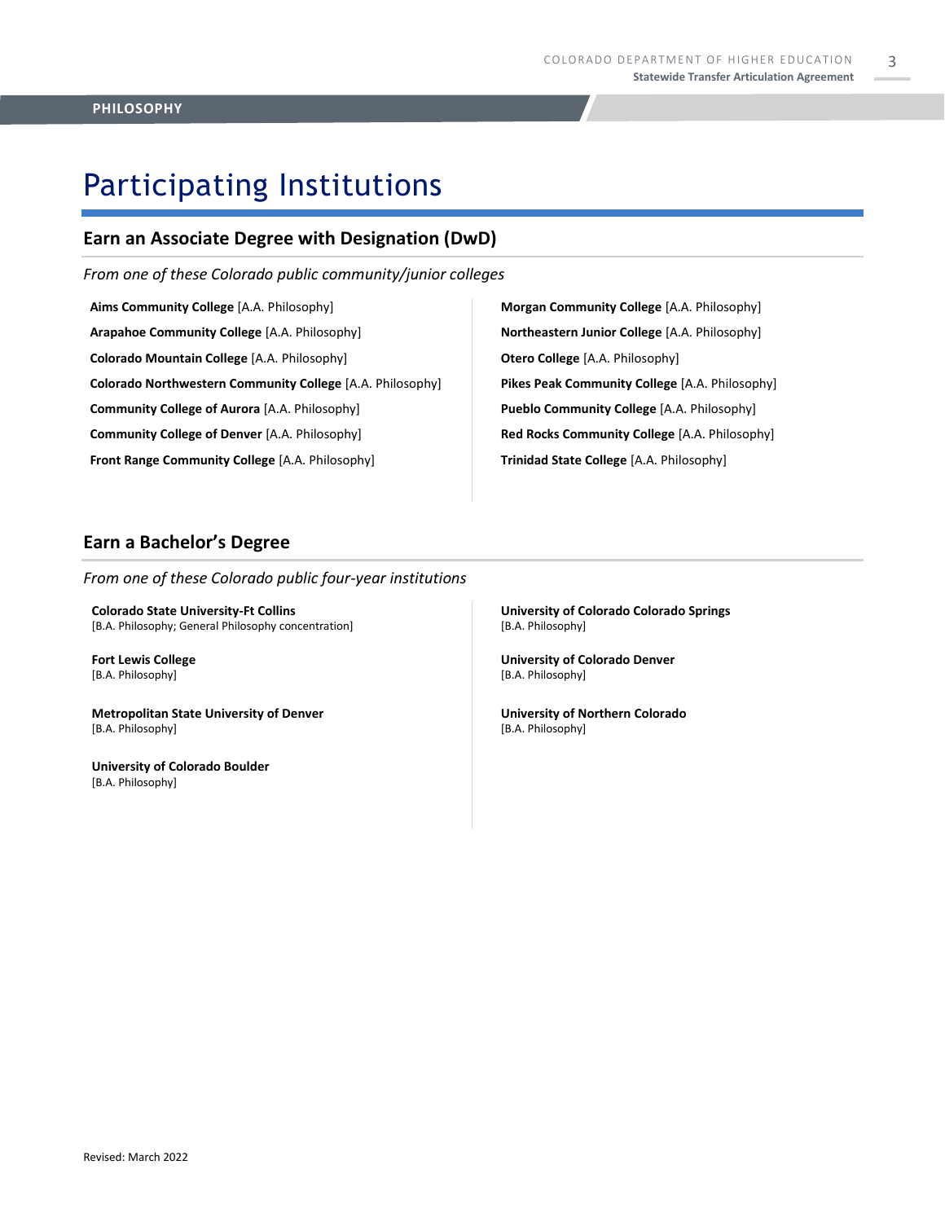# Participating Institutions

## Earn an Associate Degree with Designation (DwD)

*From one of these Colorado public community/junior colleges*

**Aims Community College** [A.A. Philosophy]

**Arapahoe Community College** [A.A. Philosophy]

**Colorado Mountain College** [A.A. Philosophy]

**Colorado Northwestern Community College** [A.A. Philosophy]

**Community College of Aurora** [A.A. Philosophy]

**Community College of Denver** [A.A. Philosophy]

**Front Range Community College** [A.A. Philosophy]

**Morgan Community College** [A.A. Philosophy]

**Northeastern Junior College** [A.A. Philosophy]

**Otero College** [A.A. Philosophy]

**Pikes Peak Community College** [A.A. Philosophy]

**Pueblo Community College** [A.A. Philosophy]

**Red Rocks Community College** [A.A. Philosophy]

**Trinidad State College** [A.A. Philosophy]

## Earn a Bachelor's Degree

*From one of these Colorado public four-year institutions*

**Colorado State University-Ft Collins**
[B.A. Philosophy; General Philosophy concentration]

**Fort Lewis College**
[B.A. Philosophy]

**Metropolitan State University of Denver**
[B.A. Philosophy]

**University of Colorado Boulder**
[B.A. Philosophy]

**University of Colorado Colorado Springs**
[B.A. Philosophy]

**University of Colorado Denver**
[B.A. Philosophy]

**University of Northern Colorado**
[B.A. Philosophy]

Revised: March 2022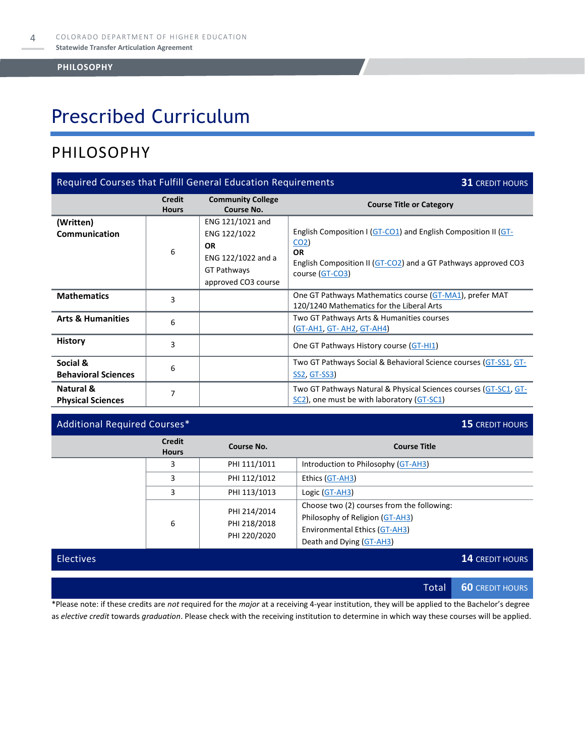# Prescribed Curriculum

## PHILOSOPHY

| Required Courses that Fulfill General Education Requirements | | | 31 CREDIT HOURS |
|---|---|---|---|
| | **Credit Hours** | **Community College Course No.** | **Course Title or Category** |
| **(Written) Communication** | 6 | ENG 121/1021 and ENG 122/1022 **OR** ENG 122/1022 and a GT Pathways approved CO3 course | English Composition I (GT-CO1) and English Composition II (GT-CO2) **OR** English Composition II (GT-CO2) and a GT Pathways approved CO3 course (GT-CO3) |
| **Mathematics** | 3 | | One GT Pathways Mathematics course (GT-MA1), prefer MAT 120/1240 Mathematics for the Liberal Arts |
| **Arts & Humanities** | 6 | | Two GT Pathways Arts & Humanities courses (GT-AH1, GT- AH2, GT-AH4) |
| **History** | 3 | | One GT Pathways History course (GT-HI1) |
| **Social & Behavioral Sciences** | 6 | | Two GT Pathways Social & Behavioral Science courses (GT-SS1, GT-SS2, GT-SS3) |
| **Natural & Physical Sciences** | 7 | | Two GT Pathways Natural & Physical Sciences courses (GT-SC1, GT-SC2), one must be with laboratory (GT-SC1) |

| Additional Required Courses* | | | 15 CREDIT HOURS |
|---|---|---|---|
| | **Credit Hours** | **Course No.** | **Course Title** |
| | 3 | PHI 111/1011 | Introduction to Philosophy (GT-AH3) |
| | 3 | PHI 112/1012 | Ethics (GT-AH3) |
| | 3 | PHI 113/1013 | Logic (GT-AH3) |
| | 6 | PHI 214/2014<br>PHI 218/2018<br>PHI 220/2020 | Choose two (2) courses from the following:<br>Philosophy of Religion (GT-AH3)<br>Environmental Ethics (GT-AH3)<br>Death and Dying (GT-AH3) |

| Electives | 14 CREDIT HOURS |
|---|---|

| Total | 60 CREDIT HOURS |
|---|---|

*Please note: if these credits are *not* required for the *major* at a receiving 4-year institution, they will be applied to the Bachelor's degree as *elective credit* towards *graduation*. Please check with the receiving institution to determine in which way these courses will be applied.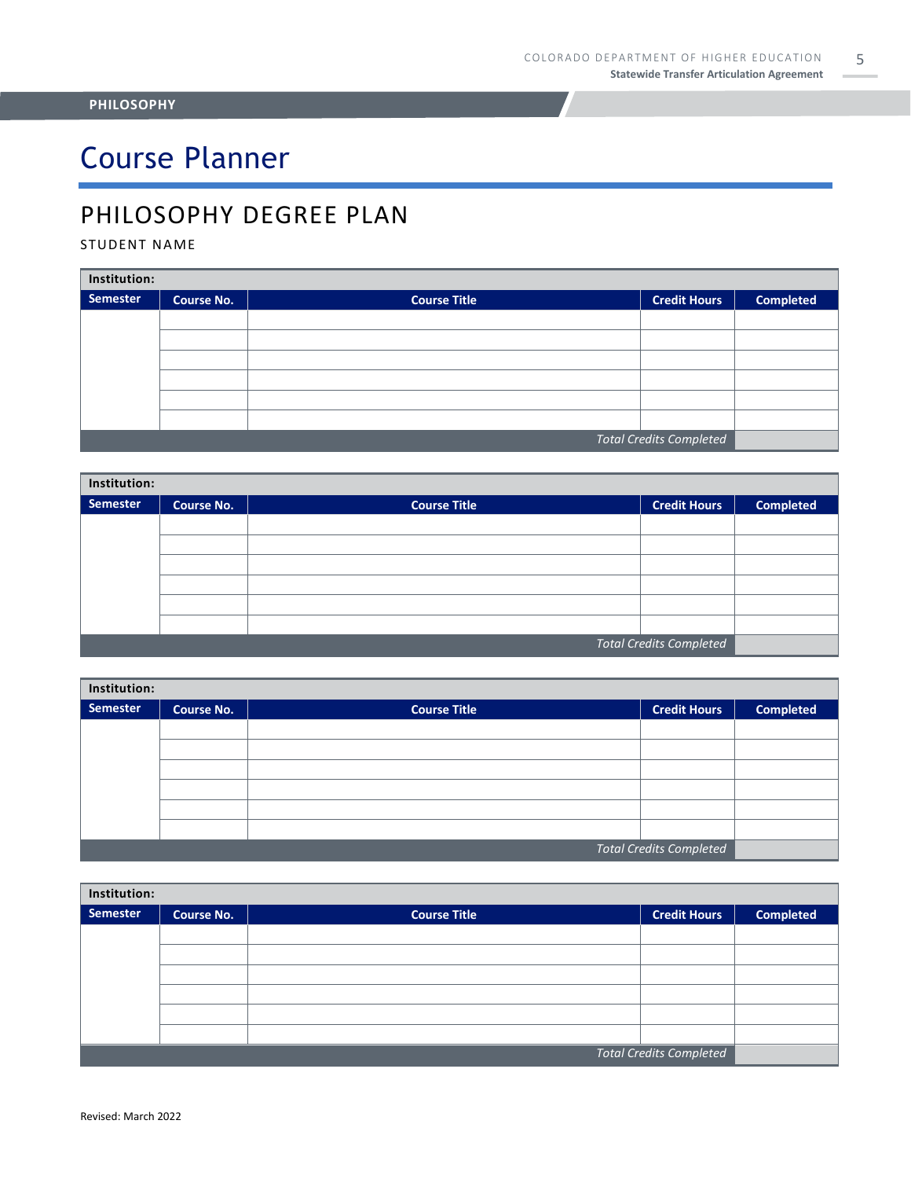**PHILOSOPHY**

# Course Planner

## PHILOSOPHY DEGREE PLAN

STUDENT NAME

| Institution: | | | | |
|---|---|---|---|---|
| **Semester** | **Course No.** | **Course Title** | **Credit Hours** | **Completed** |
| | | | | |
| | | | | |
| | | | | |
| | | | | |
| | | | | |
| | | | | |
| | | | *Total Credits Completed* | |

| Institution: | | | | |
|---|---|---|---|---|
| **Semester** | **Course No.** | **Course Title** | **Credit Hours** | **Completed** |
| | | | | |
| | | | | |
| | | | | |
| | | | | |
| | | | | |
| | | | | |
| | | | *Total Credits Completed* | |

| Institution: | | | | |
|---|---|---|---|---|
| **Semester** | **Course No.** | **Course Title** | **Credit Hours** | **Completed** |
| | | | | |
| | | | | |
| | | | | |
| | | | | |
| | | | | |
| | | | | |
| | | | *Total Credits Completed* | |

| Institution: | | | | |
|---|---|---|---|---|
| **Semester** | **Course No.** | **Course Title** | **Credit Hours** | **Completed** |
| | | | | |
| | | | | |
| | | | | |
| | | | | |
| | | | | |
| | | | | |
| | | | *Total Credits Completed* | |

Revised: March 2022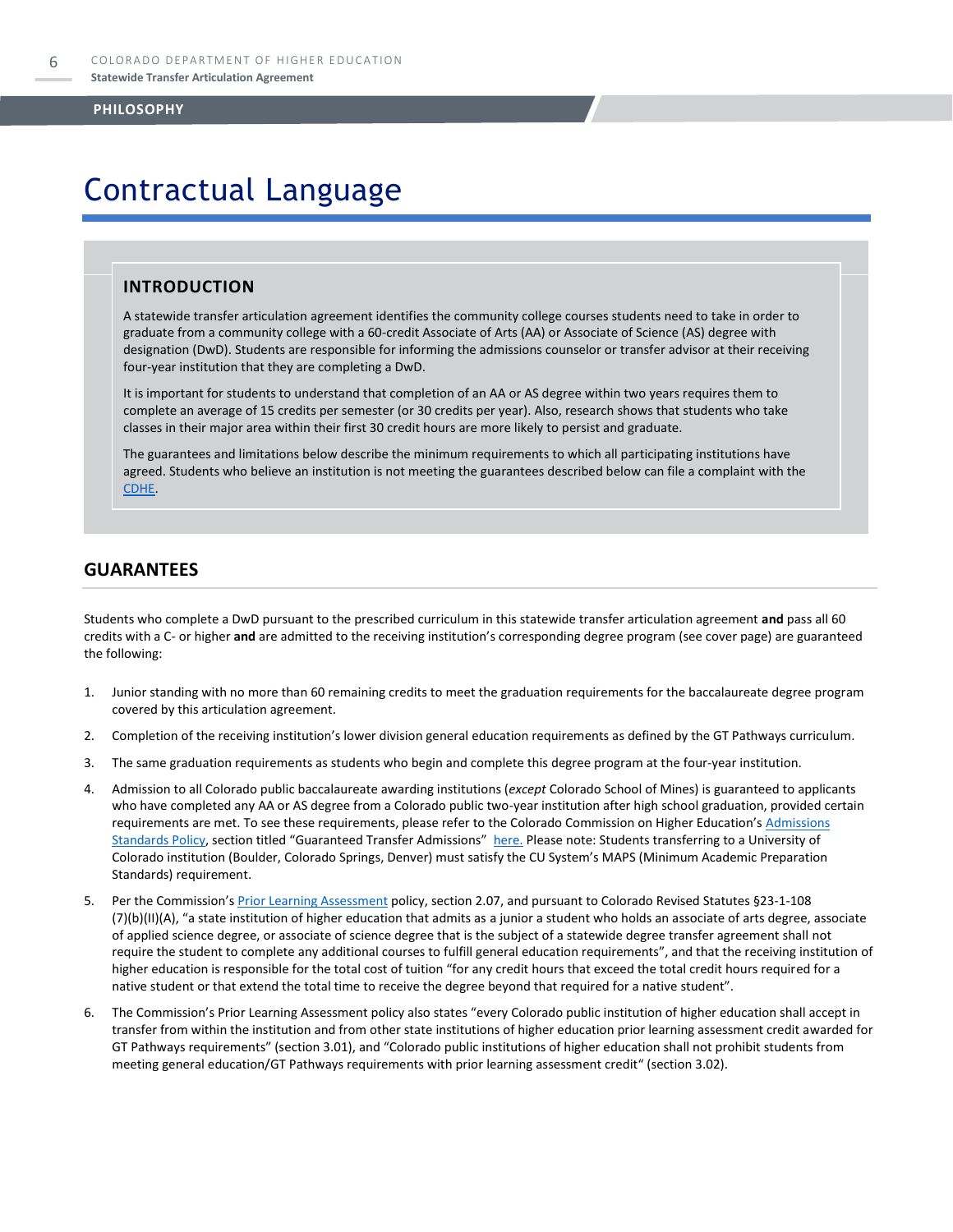## PHILOSOPHY

# Contractual Language

### INTRODUCTION

A statewide transfer articulation agreement identifies the community college courses students need to take in order to graduate from a community college with a 60-credit Associate of Arts (AA) or Associate of Science (AS) degree with designation (DwD). Students are responsible for informing the admissions counselor or transfer advisor at their receiving four-year institution that they are completing a DwD.

It is important for students to understand that completion of an AA or AS degree within two years requires them to complete an average of 15 credits per semester (or 30 credits per year). Also, research shows that students who take classes in their major area within their first 30 credit hours are more likely to persist and graduate.

The guarantees and limitations below describe the minimum requirements to which all participating institutions have agreed. Students who believe an institution is not meeting the guarantees described below can file a complaint with the CDHE.

## GUARANTEES

Students who complete a DwD pursuant to the prescribed curriculum in this statewide transfer articulation agreement **and** pass all 60 credits with a C- or higher **and** are admitted to the receiving institution's corresponding degree program (see cover page) are guaranteed the following:

1. Junior standing with no more than 60 remaining credits to meet the graduation requirements for the baccalaureate degree program covered by this articulation agreement.
2. Completion of the receiving institution's lower division general education requirements as defined by the GT Pathways curriculum.
3. The same graduation requirements as students who begin and complete this degree program at the four-year institution.
4. Admission to all Colorado public baccalaureate awarding institutions (*except* Colorado School of Mines) is guaranteed to applicants who have completed any AA or AS degree from a Colorado public two-year institution after high school graduation, provided certain requirements are met. To see these requirements, please refer to the Colorado Commission on Higher Education's Admissions Standards Policy, section titled "Guaranteed Transfer Admissions" here. Please note: Students transferring to a University of Colorado institution (Boulder, Colorado Springs, Denver) must satisfy the CU System's MAPS (Minimum Academic Preparation Standards) requirement.
5. Per the Commission's Prior Learning Assessment policy, section 2.07, and pursuant to Colorado Revised Statutes §23-1-108 (7)(b)(II)(A), "a state institution of higher education that admits as a junior a student who holds an associate of arts degree, associate of applied science degree, or associate of science degree that is the subject of a statewide degree transfer agreement shall not require the student to complete any additional courses to fulfill general education requirements", and that the receiving institution of higher education is responsible for the total cost of tuition "for any credit hours that exceed the total credit hours required for a native student or that extend the total time to receive the degree beyond that required for a native student".
6. The Commission's Prior Learning Assessment policy also states "every Colorado public institution of higher education shall accept in transfer from within the institution and from other state institutions of higher education prior learning assessment credit awarded for GT Pathways requirements" (section 3.01), and "Colorado public institutions of higher education shall not prohibit students from meeting general education/GT Pathways requirements with prior learning assessment credit" (section 3.02).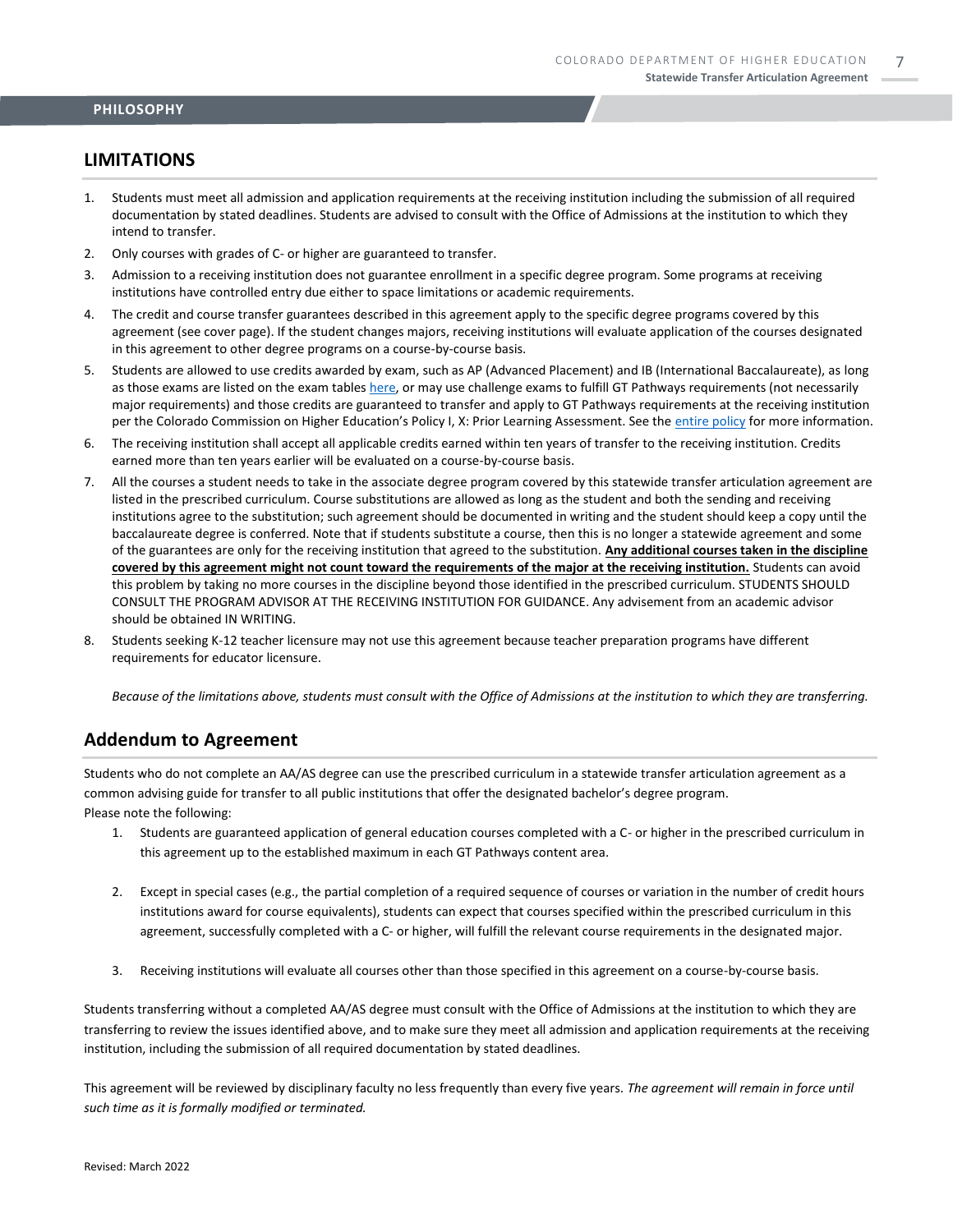PHILOSOPHY

## LIMITATIONS

1. Students must meet all admission and application requirements at the receiving institution including the submission of all required documentation by stated deadlines. Students are advised to consult with the Office of Admissions at the institution to which they intend to transfer.
2. Only courses with grades of C- or higher are guaranteed to transfer.
3. Admission to a receiving institution does not guarantee enrollment in a specific degree program. Some programs at receiving institutions have controlled entry due either to space limitations or academic requirements.
4. The credit and course transfer guarantees described in this agreement apply to the specific degree programs covered by this agreement (see cover page). If the student changes majors, receiving institutions will evaluate application of the courses designated in this agreement to other degree programs on a course-by-course basis.
5. Students are allowed to use credits awarded by exam, such as AP (Advanced Placement) and IB (International Baccalaureate), as long as those exams are listed on the exam tables here, or may use challenge exams to fulfill GT Pathways requirements (not necessarily major requirements) and those credits are guaranteed to transfer and apply to GT Pathways requirements at the receiving institution per the Colorado Commission on Higher Education's Policy I, X: Prior Learning Assessment. See the entire policy for more information.
6. The receiving institution shall accept all applicable credits earned within ten years of transfer to the receiving institution. Credits earned more than ten years earlier will be evaluated on a course-by-course basis.
7. All the courses a student needs to take in the associate degree program covered by this statewide transfer articulation agreement are listed in the prescribed curriculum. Course substitutions are allowed as long as the student and both the sending and receiving institutions agree to the substitution; such agreement should be documented in writing and the student should keep a copy until the baccalaureate degree is conferred. Note that if students substitute a course, then this is no longer a statewide agreement and some of the guarantees are only for the receiving institution that agreed to the substitution. **Any additional courses taken in the discipline covered by this agreement might not count toward the requirements of the major at the receiving institution.** Students can avoid this problem by taking no more courses in the discipline beyond those identified in the prescribed curriculum. STUDENTS SHOULD CONSULT THE PROGRAM ADVISOR AT THE RECEIVING INSTITUTION FOR GUIDANCE. Any advisement from an academic advisor should be obtained IN WRITING.
8. Students seeking K-12 teacher licensure may not use this agreement because teacher preparation programs have different requirements for educator licensure.

*Because of the limitations above, students must consult with the Office of Admissions at the institution to which they are transferring.*

## Addendum to Agreement

Students who do not complete an AA/AS degree can use the prescribed curriculum in a statewide transfer articulation agreement as a common advising guide for transfer to all public institutions that offer the designated bachelor's degree program.
Please note the following:

1. Students are guaranteed application of general education courses completed with a C- or higher in the prescribed curriculum in this agreement up to the established maximum in each GT Pathways content area.
2. Except in special cases (e.g., the partial completion of a required sequence of courses or variation in the number of credit hours institutions award for course equivalents), students can expect that courses specified within the prescribed curriculum in this agreement, successfully completed with a C- or higher, will fulfill the relevant course requirements in the designated major.
3. Receiving institutions will evaluate all courses other than those specified in this agreement on a course-by-course basis.

Students transferring without a completed AA/AS degree must consult with the Office of Admissions at the institution to which they are transferring to review the issues identified above, and to make sure they meet all admission and application requirements at the receiving institution, including the submission of all required documentation by stated deadlines.

This agreement will be reviewed by disciplinary faculty no less frequently than every five years. *The agreement will remain in force until such time as it is formally modified or terminated.*

Revised: March 2022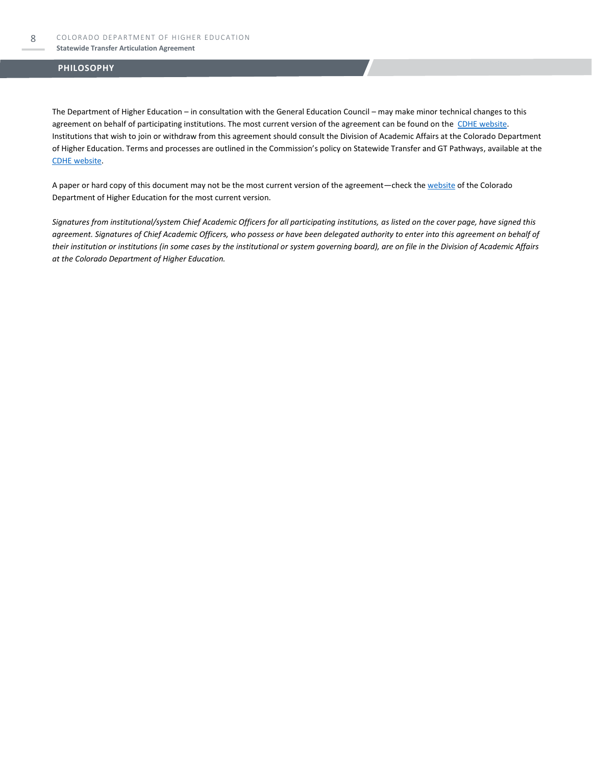## PHILOSOPHY

The Department of Higher Education – in consultation with the General Education Council – may make minor technical changes to this agreement on behalf of participating institutions. The most current version of the agreement can be found on the CDHE website. Institutions that wish to join or withdraw from this agreement should consult the Division of Academic Affairs at the Colorado Department of Higher Education. Terms and processes are outlined in the Commission's policy on Statewide Transfer and GT Pathways, available at the CDHE website.

A paper or hard copy of this document may not be the most current version of the agreement—check the website of the Colorado Department of Higher Education for the most current version.

*Signatures from institutional/system Chief Academic Officers for all participating institutions, as listed on the cover page, have signed this agreement. Signatures of Chief Academic Officers, who possess or have been delegated authority to enter into this agreement on behalf of their institution or institutions (in some cases by the institutional or system governing board), are on file in the Division of Academic Affairs at the Colorado Department of Higher Education.*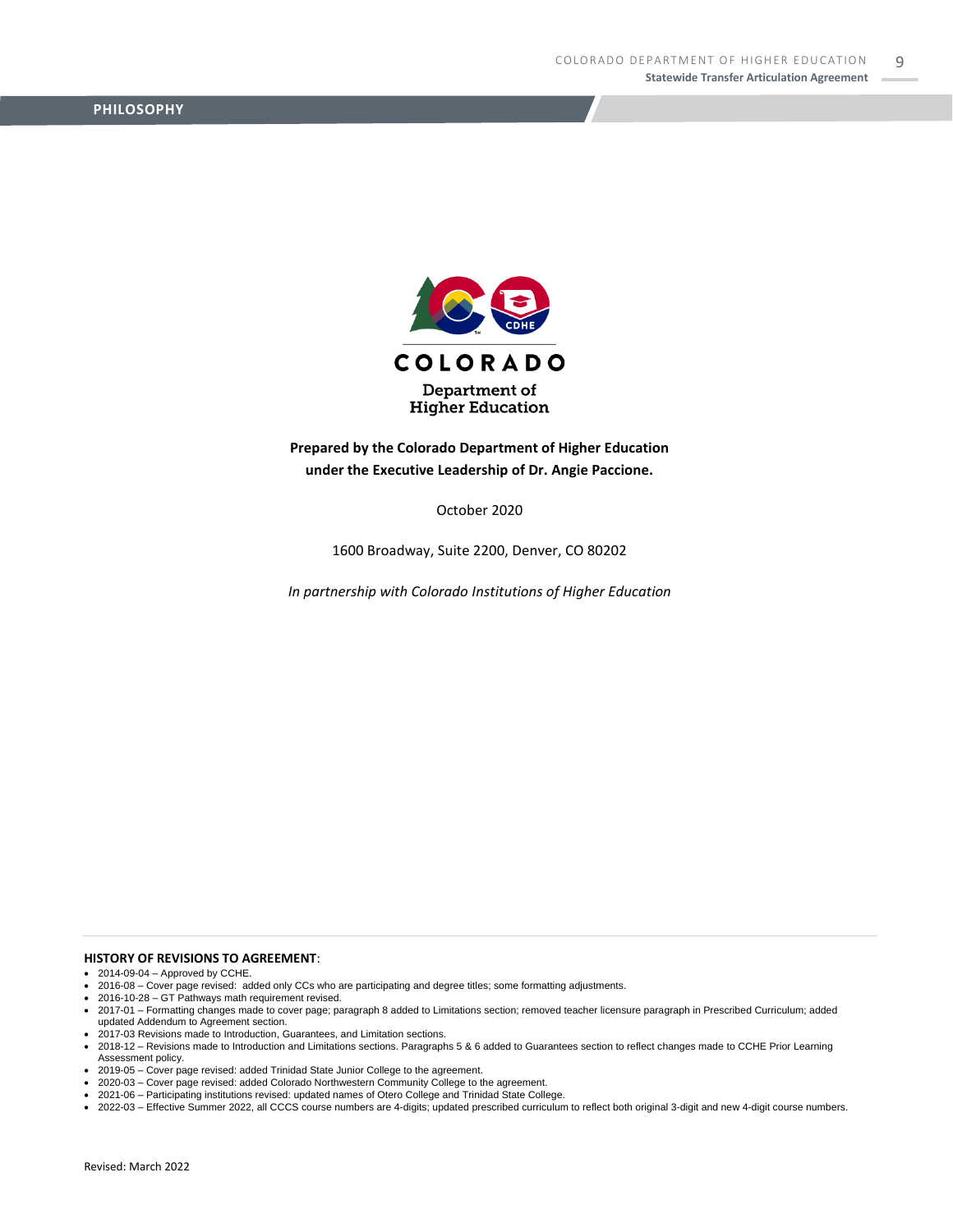**Prepared by the Colorado Department of Higher Education under the Executive Leadership of Dr. Angie Paccione.**

October 2020

1600 Broadway, Suite 2200, Denver, CO 80202

*In partnership with Colorado Institutions of Higher Education*

**HISTORY OF REVISIONS TO AGREEMENT**:

- 2014-09-04 – Approved by CCHE.
- 2016-08 – Cover page revised: added only CCs who are participating and degree titles; some formatting adjustments.
- 2016-10-28 – GT Pathways math requirement revised.
- 2017-01 – Formatting changes made to cover page; paragraph 8 added to Limitations section; removed teacher licensure paragraph in Prescribed Curriculum; added updated Addendum to Agreement section.
- 2017-03 Revisions made to Introduction, Guarantees, and Limitation sections.
- 2018-12 – Revisions made to Introduction and Limitations sections. Paragraphs 5 & 6 added to Guarantees section to reflect changes made to CCHE Prior Learning Assessment policy.
- 2019-05 – Cover page revised: added Trinidad State Junior College to the agreement.
- 2020-03 – Cover page revised: added Colorado Northwestern Community College to the agreement.
- 2021-06 – Participating institutions revised: updated names of Otero College and Trinidad State College.
- 2022-03 – Effective Summer 2022, all CCCS course numbers are 4-digits; updated prescribed curriculum to reflect both original 3-digit and new 4-digit course numbers.

Revised: March 2022